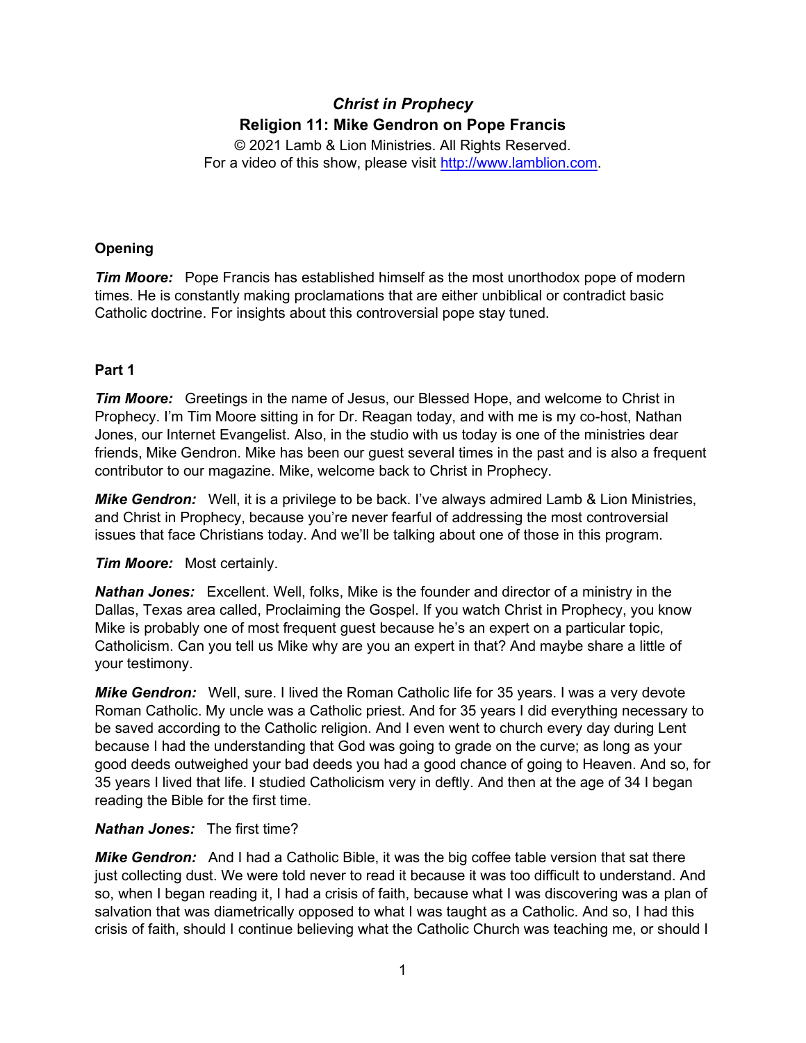# *Christ in Prophecy*

## Religion 11: Mike Gendron on Pope Francis

© 2021 Lamb & Lion Ministries. All Rights Reserved.
For a video of this show, please visit http://www.lamblion.com.

### Opening

***Tim Moore:*** Pope Francis has established himself as the most unorthodox pope of modern times. He is constantly making proclamations that are either unbiblical or contradict basic Catholic doctrine. For insights about this controversial pope stay tuned.

### Part 1

***Tim Moore:*** Greetings in the name of Jesus, our Blessed Hope, and welcome to Christ in Prophecy. I'm Tim Moore sitting in for Dr. Reagan today, and with me is my co-host, Nathan Jones, our Internet Evangelist. Also, in the studio with us today is one of the ministries dear friends, Mike Gendron. Mike has been our guest several times in the past and is also a frequent contributor to our magazine. Mike, welcome back to Christ in Prophecy.

***Mike Gendron:*** Well, it is a privilege to be back. I've always admired Lamb & Lion Ministries, and Christ in Prophecy, because you're never fearful of addressing the most controversial issues that face Christians today. And we'll be talking about one of those in this program.

***Tim Moore:*** Most certainly.

***Nathan Jones:*** Excellent. Well, folks, Mike is the founder and director of a ministry in the Dallas, Texas area called, Proclaiming the Gospel. If you watch Christ in Prophecy, you know Mike is probably one of most frequent guest because he's an expert on a particular topic, Catholicism. Can you tell us Mike why are you an expert in that? And maybe share a little of your testimony.

***Mike Gendron:*** Well, sure. I lived the Roman Catholic life for 35 years. I was a very devote Roman Catholic. My uncle was a Catholic priest. And for 35 years I did everything necessary to be saved according to the Catholic religion. And I even went to church every day during Lent because I had the understanding that God was going to grade on the curve; as long as your good deeds outweighed your bad deeds you had a good chance of going to Heaven. And so, for 35 years I lived that life. I studied Catholicism very in deftly. And then at the age of 34 I began reading the Bible for the first time.

***Nathan Jones:*** The first time?

***Mike Gendron:*** And I had a Catholic Bible, it was the big coffee table version that sat there just collecting dust. We were told never to read it because it was too difficult to understand. And so, when I began reading it, I had a crisis of faith, because what I was discovering was a plan of salvation that was diametrically opposed to what I was taught as a Catholic. And so, I had this crisis of faith, should I continue believing what the Catholic Church was teaching me, or should I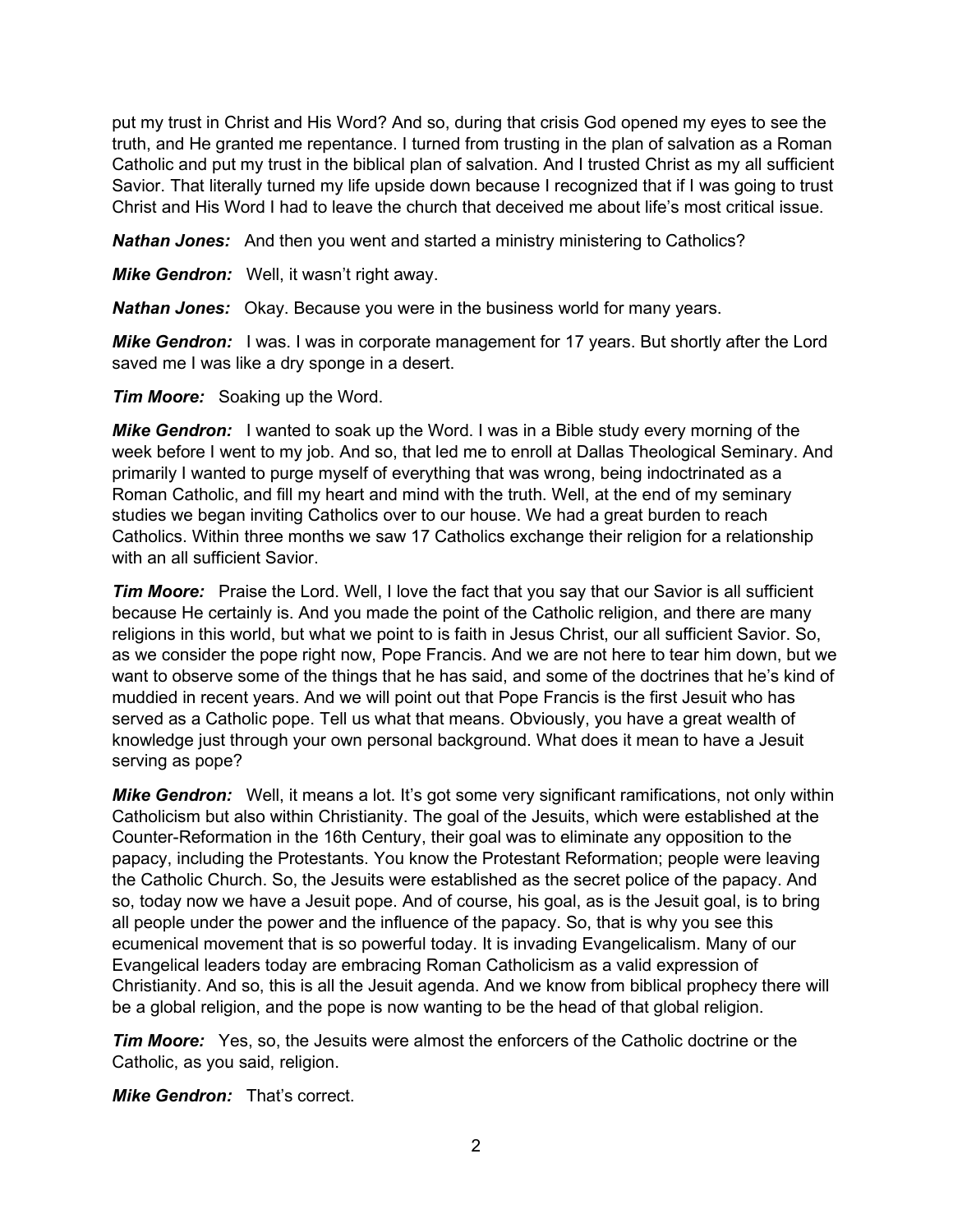put my trust in Christ and His Word? And so, during that crisis God opened my eyes to see the truth, and He granted me repentance. I turned from trusting in the plan of salvation as a Roman Catholic and put my trust in the biblical plan of salvation. And I trusted Christ as my all sufficient Savior. That literally turned my life upside down because I recognized that if I was going to trust Christ and His Word I had to leave the church that deceived me about life's most critical issue.

***Nathan Jones:*** And then you went and started a ministry ministering to Catholics?

***Mike Gendron:*** Well, it wasn't right away.

***Nathan Jones:*** Okay. Because you were in the business world for many years.

***Mike Gendron:*** I was. I was in corporate management for 17 years. But shortly after the Lord saved me I was like a dry sponge in a desert.

***Tim Moore:*** Soaking up the Word.

***Mike Gendron:*** I wanted to soak up the Word. I was in a Bible study every morning of the week before I went to my job. And so, that led me to enroll at Dallas Theological Seminary. And primarily I wanted to purge myself of everything that was wrong, being indoctrinated as a Roman Catholic, and fill my heart and mind with the truth. Well, at the end of my seminary studies we began inviting Catholics over to our house. We had a great burden to reach Catholics. Within three months we saw 17 Catholics exchange their religion for a relationship with an all sufficient Savior.

***Tim Moore:*** Praise the Lord. Well, I love the fact that you say that our Savior is all sufficient because He certainly is. And you made the point of the Catholic religion, and there are many religions in this world, but what we point to is faith in Jesus Christ, our all sufficient Savior. So, as we consider the pope right now, Pope Francis. And we are not here to tear him down, but we want to observe some of the things that he has said, and some of the doctrines that he's kind of muddied in recent years. And we will point out that Pope Francis is the first Jesuit who has served as a Catholic pope. Tell us what that means. Obviously, you have a great wealth of knowledge just through your own personal background. What does it mean to have a Jesuit serving as pope?

***Mike Gendron:*** Well, it means a lot. It's got some very significant ramifications, not only within Catholicism but also within Christianity. The goal of the Jesuits, which were established at the Counter-Reformation in the 16th Century, their goal was to eliminate any opposition to the papacy, including the Protestants. You know the Protestant Reformation; people were leaving the Catholic Church. So, the Jesuits were established as the secret police of the papacy. And so, today now we have a Jesuit pope. And of course, his goal, as is the Jesuit goal, is to bring all people under the power and the influence of the papacy. So, that is why you see this ecumenical movement that is so powerful today. It is invading Evangelicalism. Many of our Evangelical leaders today are embracing Roman Catholicism as a valid expression of Christianity. And so, this is all the Jesuit agenda. And we know from biblical prophecy there will be a global religion, and the pope is now wanting to be the head of that global religion.

***Tim Moore:*** Yes, so, the Jesuits were almost the enforcers of the Catholic doctrine or the Catholic, as you said, religion.

***Mike Gendron:*** That's correct.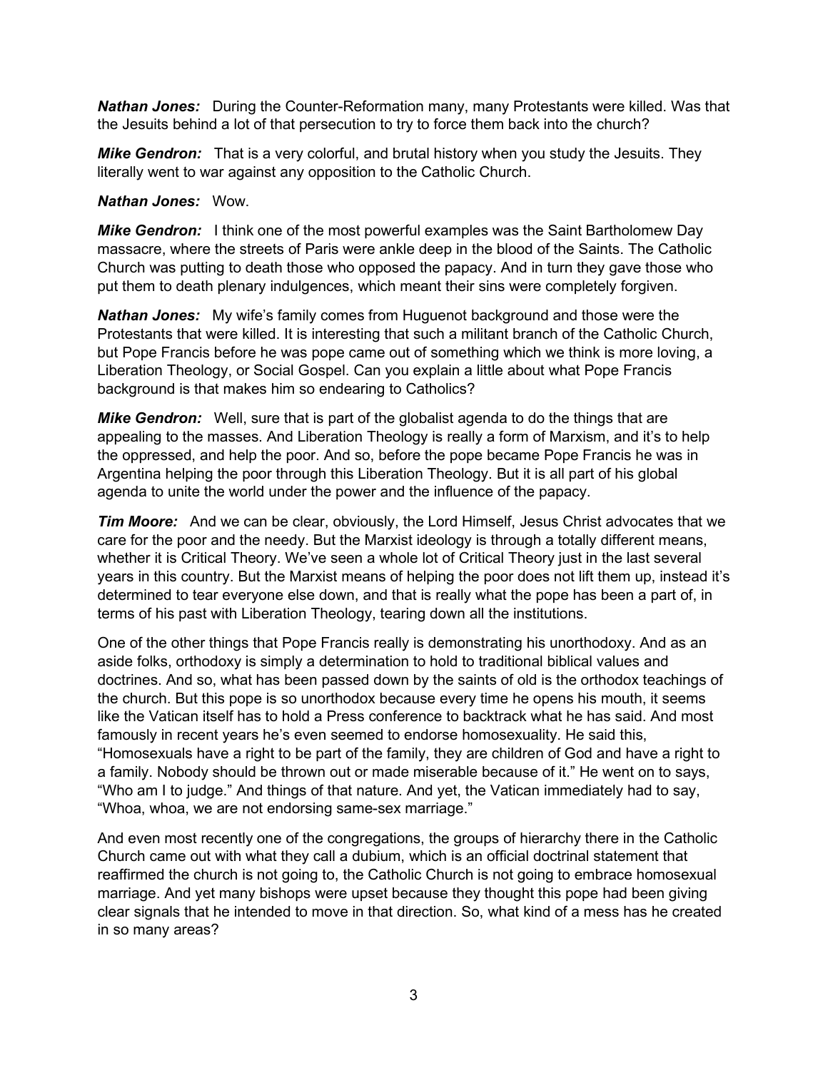***Nathan Jones:*** During the Counter-Reformation many, many Protestants were killed. Was that the Jesuits behind a lot of that persecution to try to force them back into the church?

***Mike Gendron:*** That is a very colorful, and brutal history when you study the Jesuits. They literally went to war against any opposition to the Catholic Church.

***Nathan Jones:*** Wow.

***Mike Gendron:*** I think one of the most powerful examples was the Saint Bartholomew Day massacre, where the streets of Paris were ankle deep in the blood of the Saints. The Catholic Church was putting to death those who opposed the papacy. And in turn they gave those who put them to death plenary indulgences, which meant their sins were completely forgiven.

***Nathan Jones:*** My wife's family comes from Huguenot background and those were the Protestants that were killed. It is interesting that such a militant branch of the Catholic Church, but Pope Francis before he was pope came out of something which we think is more loving, a Liberation Theology, or Social Gospel. Can you explain a little about what Pope Francis background is that makes him so endearing to Catholics?

***Mike Gendron:*** Well, sure that is part of the globalist agenda to do the things that are appealing to the masses. And Liberation Theology is really a form of Marxism, and it's to help the oppressed, and help the poor. And so, before the pope became Pope Francis he was in Argentina helping the poor through this Liberation Theology. But it is all part of his global agenda to unite the world under the power and the influence of the papacy.

***Tim Moore:*** And we can be clear, obviously, the Lord Himself, Jesus Christ advocates that we care for the poor and the needy. But the Marxist ideology is through a totally different means, whether it is Critical Theory. We've seen a whole lot of Critical Theory just in the last several years in this country. But the Marxist means of helping the poor does not lift them up, instead it's determined to tear everyone else down, and that is really what the pope has been a part of, in terms of his past with Liberation Theology, tearing down all the institutions.

One of the other things that Pope Francis really is demonstrating his unorthodoxy. And as an aside folks, orthodoxy is simply a determination to hold to traditional biblical values and doctrines. And so, what has been passed down by the saints of old is the orthodox teachings of the church. But this pope is so unorthodox because every time he opens his mouth, it seems like the Vatican itself has to hold a Press conference to backtrack what he has said. And most famously in recent years he's even seemed to endorse homosexuality. He said this, "Homosexuals have a right to be part of the family, they are children of God and have a right to a family. Nobody should be thrown out or made miserable because of it." He went on to says, "Who am I to judge." And things of that nature. And yet, the Vatican immediately had to say, "Whoa, whoa, we are not endorsing same-sex marriage."

And even most recently one of the congregations, the groups of hierarchy there in the Catholic Church came out with what they call a dubium, which is an official doctrinal statement that reaffirmed the church is not going to, the Catholic Church is not going to embrace homosexual marriage. And yet many bishops were upset because they thought this pope had been giving clear signals that he intended to move in that direction. So, what kind of a mess has he created in so many areas?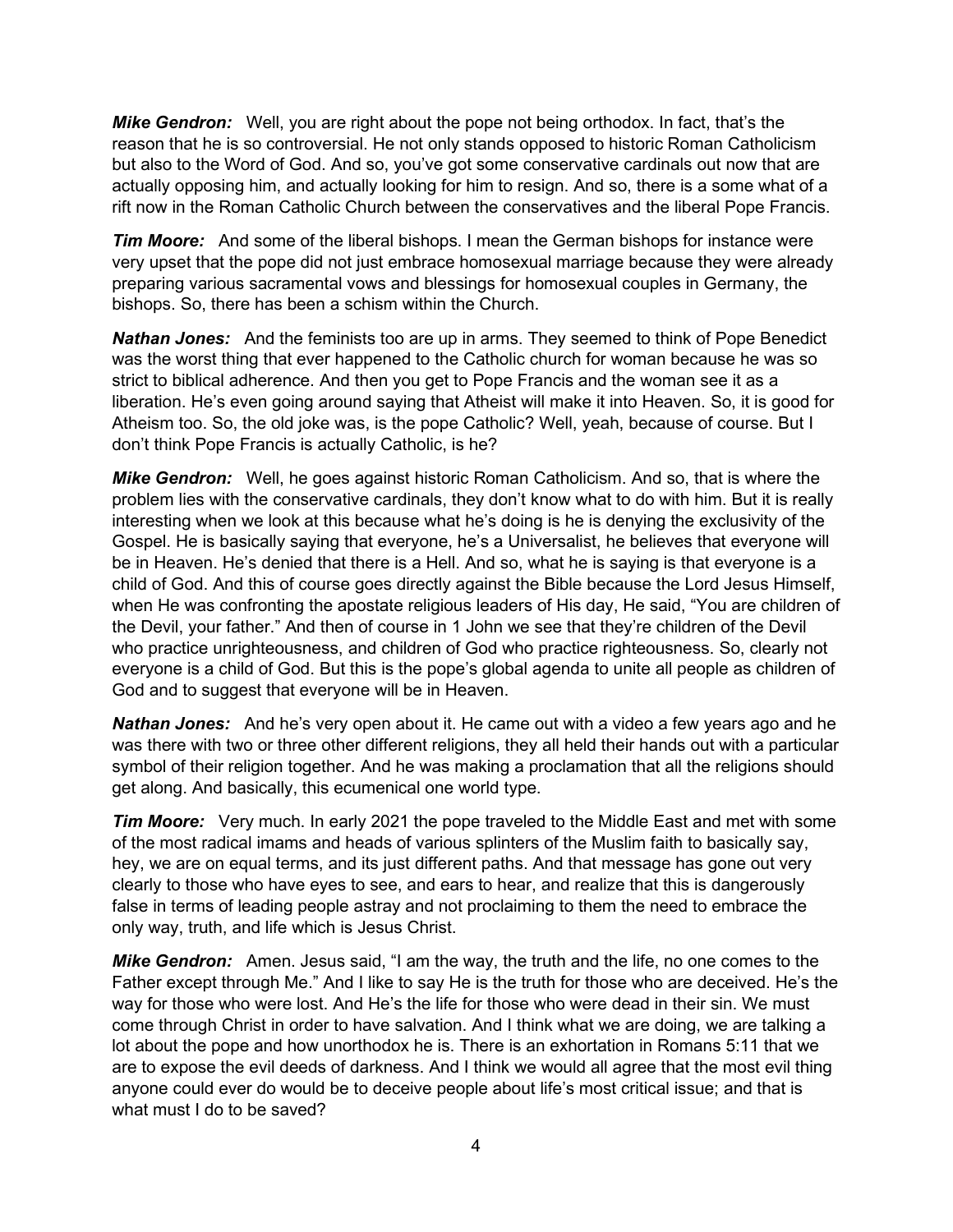***Mike Gendron:*** Well, you are right about the pope not being orthodox. In fact, that's the reason that he is so controversial. He not only stands opposed to historic Roman Catholicism but also to the Word of God. And so, you've got some conservative cardinals out now that are actually opposing him, and actually looking for him to resign. And so, there is a some what of a rift now in the Roman Catholic Church between the conservatives and the liberal Pope Francis.

***Tim Moore:*** And some of the liberal bishops. I mean the German bishops for instance were very upset that the pope did not just embrace homosexual marriage because they were already preparing various sacramental vows and blessings for homosexual couples in Germany, the bishops. So, there has been a schism within the Church.

***Nathan Jones:*** And the feminists too are up in arms. They seemed to think of Pope Benedict was the worst thing that ever happened to the Catholic church for woman because he was so strict to biblical adherence. And then you get to Pope Francis and the woman see it as a liberation. He's even going around saying that Atheist will make it into Heaven. So, it is good for Atheism too. So, the old joke was, is the pope Catholic? Well, yeah, because of course. But I don't think Pope Francis is actually Catholic, is he?

***Mike Gendron:*** Well, he goes against historic Roman Catholicism. And so, that is where the problem lies with the conservative cardinals, they don't know what to do with him. But it is really interesting when we look at this because what he's doing is he is denying the exclusivity of the Gospel. He is basically saying that everyone, he's a Universalist, he believes that everyone will be in Heaven. He's denied that there is a Hell. And so, what he is saying is that everyone is a child of God. And this of course goes directly against the Bible because the Lord Jesus Himself, when He was confronting the apostate religious leaders of His day, He said, "You are children of the Devil, your father." And then of course in 1 John we see that they're children of the Devil who practice unrighteousness, and children of God who practice righteousness. So, clearly not everyone is a child of God. But this is the pope's global agenda to unite all people as children of God and to suggest that everyone will be in Heaven.

***Nathan Jones:*** And he's very open about it. He came out with a video a few years ago and he was there with two or three other different religions, they all held their hands out with a particular symbol of their religion together. And he was making a proclamation that all the religions should get along. And basically, this ecumenical one world type.

***Tim Moore:*** Very much. In early 2021 the pope traveled to the Middle East and met with some of the most radical imams and heads of various splinters of the Muslim faith to basically say, hey, we are on equal terms, and its just different paths. And that message has gone out very clearly to those who have eyes to see, and ears to hear, and realize that this is dangerously false in terms of leading people astray and not proclaiming to them the need to embrace the only way, truth, and life which is Jesus Christ.

***Mike Gendron:*** Amen. Jesus said, "I am the way, the truth and the life, no one comes to the Father except through Me." And I like to say He is the truth for those who are deceived. He's the way for those who were lost. And He's the life for those who were dead in their sin. We must come through Christ in order to have salvation. And I think what we are doing, we are talking a lot about the pope and how unorthodox he is. There is an exhortation in Romans 5:11 that we are to expose the evil deeds of darkness. And I think we would all agree that the most evil thing anyone could ever do would be to deceive people about life's most critical issue; and that is what must I do to be saved?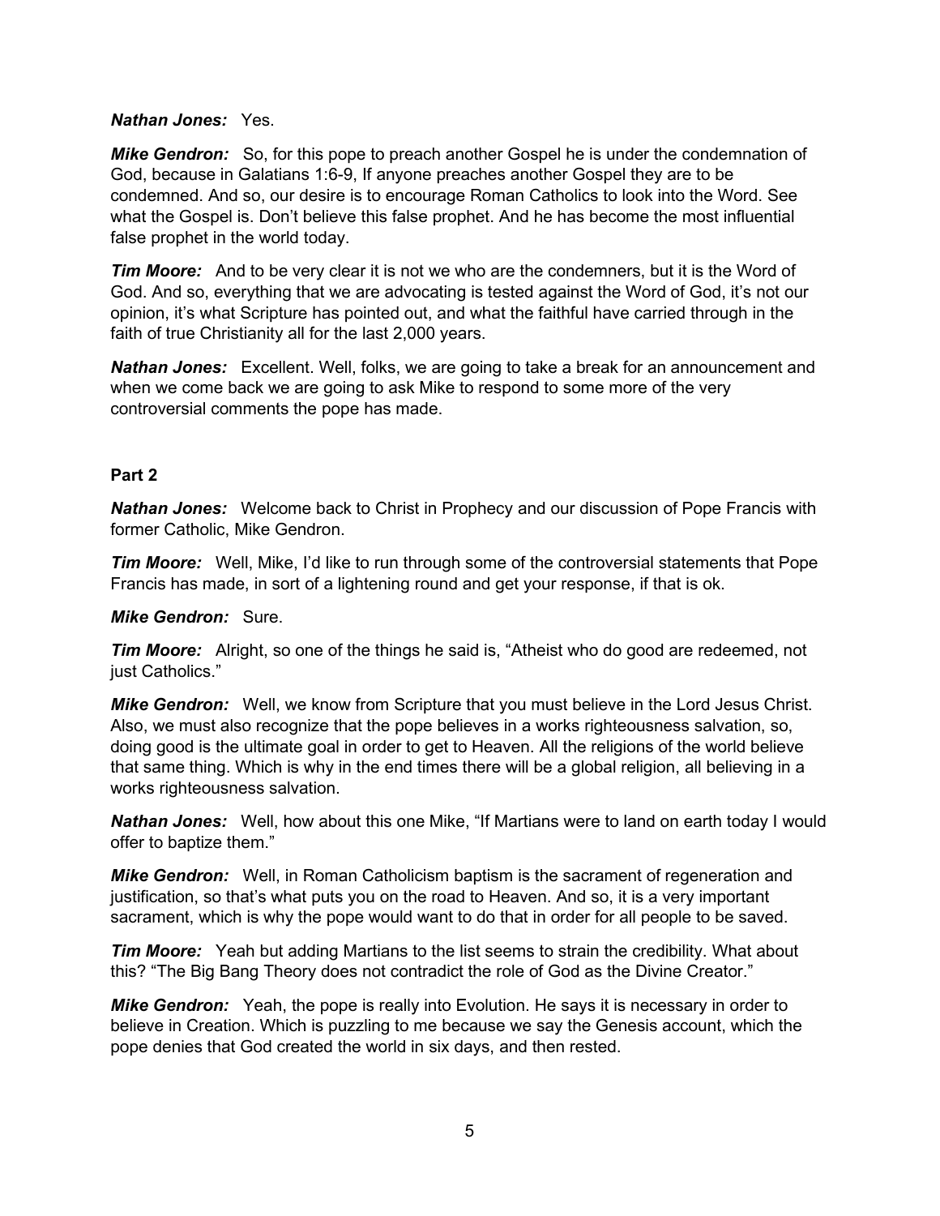***Nathan Jones:*** Yes.

***Mike Gendron:*** So, for this pope to preach another Gospel he is under the condemnation of God, because in Galatians 1:6-9, If anyone preaches another Gospel they are to be condemned. And so, our desire is to encourage Roman Catholics to look into the Word. See what the Gospel is. Don't believe this false prophet. And he has become the most influential false prophet in the world today.

***Tim Moore:*** And to be very clear it is not we who are the condemners, but it is the Word of God. And so, everything that we are advocating is tested against the Word of God, it's not our opinion, it's what Scripture has pointed out, and what the faithful have carried through in the faith of true Christianity all for the last 2,000 years.

***Nathan Jones:*** Excellent. Well, folks, we are going to take a break for an announcement and when we come back we are going to ask Mike to respond to some more of the very controversial comments the pope has made.

**Part 2**

***Nathan Jones:*** Welcome back to Christ in Prophecy and our discussion of Pope Francis with former Catholic, Mike Gendron.

***Tim Moore:*** Well, Mike, I'd like to run through some of the controversial statements that Pope Francis has made, in sort of a lightening round and get your response, if that is ok.

***Mike Gendron:*** Sure.

***Tim Moore:*** Alright, so one of the things he said is, "Atheist who do good are redeemed, not just Catholics."

***Mike Gendron:*** Well, we know from Scripture that you must believe in the Lord Jesus Christ. Also, we must also recognize that the pope believes in a works righteousness salvation, so, doing good is the ultimate goal in order to get to Heaven. All the religions of the world believe that same thing. Which is why in the end times there will be a global religion, all believing in a works righteousness salvation.

***Nathan Jones:*** Well, how about this one Mike, "If Martians were to land on earth today I would offer to baptize them."

***Mike Gendron:*** Well, in Roman Catholicism baptism is the sacrament of regeneration and justification, so that's what puts you on the road to Heaven. And so, it is a very important sacrament, which is why the pope would want to do that in order for all people to be saved.

***Tim Moore:*** Yeah but adding Martians to the list seems to strain the credibility. What about this? "The Big Bang Theory does not contradict the role of God as the Divine Creator."

***Mike Gendron:*** Yeah, the pope is really into Evolution. He says it is necessary in order to believe in Creation. Which is puzzling to me because we say the Genesis account, which the pope denies that God created the world in six days, and then rested.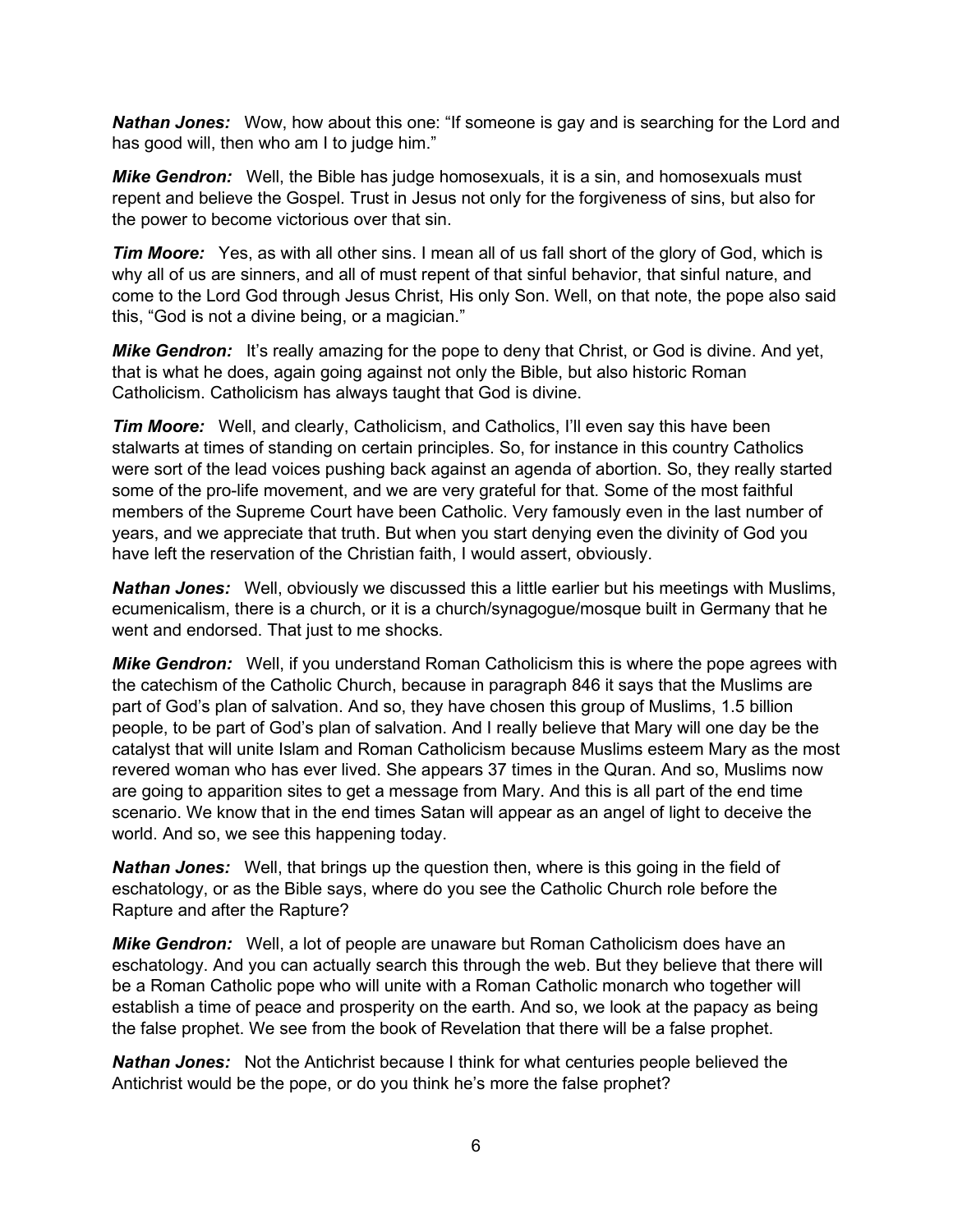***Nathan Jones:*** Wow, how about this one: "If someone is gay and is searching for the Lord and has good will, then who am I to judge him."

***Mike Gendron:*** Well, the Bible has judge homosexuals, it is a sin, and homosexuals must repent and believe the Gospel. Trust in Jesus not only for the forgiveness of sins, but also for the power to become victorious over that sin.

***Tim Moore:*** Yes, as with all other sins. I mean all of us fall short of the glory of God, which is why all of us are sinners, and all of must repent of that sinful behavior, that sinful nature, and come to the Lord God through Jesus Christ, His only Son. Well, on that note, the pope also said this, "God is not a divine being, or a magician."

***Mike Gendron:*** It's really amazing for the pope to deny that Christ, or God is divine. And yet, that is what he does, again going against not only the Bible, but also historic Roman Catholicism. Catholicism has always taught that God is divine.

***Tim Moore:*** Well, and clearly, Catholicism, and Catholics, I'll even say this have been stalwarts at times of standing on certain principles. So, for instance in this country Catholics were sort of the lead voices pushing back against an agenda of abortion. So, they really started some of the pro-life movement, and we are very grateful for that. Some of the most faithful members of the Supreme Court have been Catholic. Very famously even in the last number of years, and we appreciate that truth. But when you start denying even the divinity of God you have left the reservation of the Christian faith, I would assert, obviously.

***Nathan Jones:*** Well, obviously we discussed this a little earlier but his meetings with Muslims, ecumenicalism, there is a church, or it is a church/synagogue/mosque built in Germany that he went and endorsed. That just to me shocks.

***Mike Gendron:*** Well, if you understand Roman Catholicism this is where the pope agrees with the catechism of the Catholic Church, because in paragraph 846 it says that the Muslims are part of God's plan of salvation. And so, they have chosen this group of Muslims, 1.5 billion people, to be part of God's plan of salvation. And I really believe that Mary will one day be the catalyst that will unite Islam and Roman Catholicism because Muslims esteem Mary as the most revered woman who has ever lived. She appears 37 times in the Quran. And so, Muslims now are going to apparition sites to get a message from Mary. And this is all part of the end time scenario. We know that in the end times Satan will appear as an angel of light to deceive the world. And so, we see this happening today.

***Nathan Jones:*** Well, that brings up the question then, where is this going in the field of eschatology, or as the Bible says, where do you see the Catholic Church role before the Rapture and after the Rapture?

***Mike Gendron:*** Well, a lot of people are unaware but Roman Catholicism does have an eschatology. And you can actually search this through the web. But they believe that there will be a Roman Catholic pope who will unite with a Roman Catholic monarch who together will establish a time of peace and prosperity on the earth. And so, we look at the papacy as being the false prophet. We see from the book of Revelation that there will be a false prophet.

***Nathan Jones:*** Not the Antichrist because I think for what centuries people believed the Antichrist would be the pope, or do you think he's more the false prophet?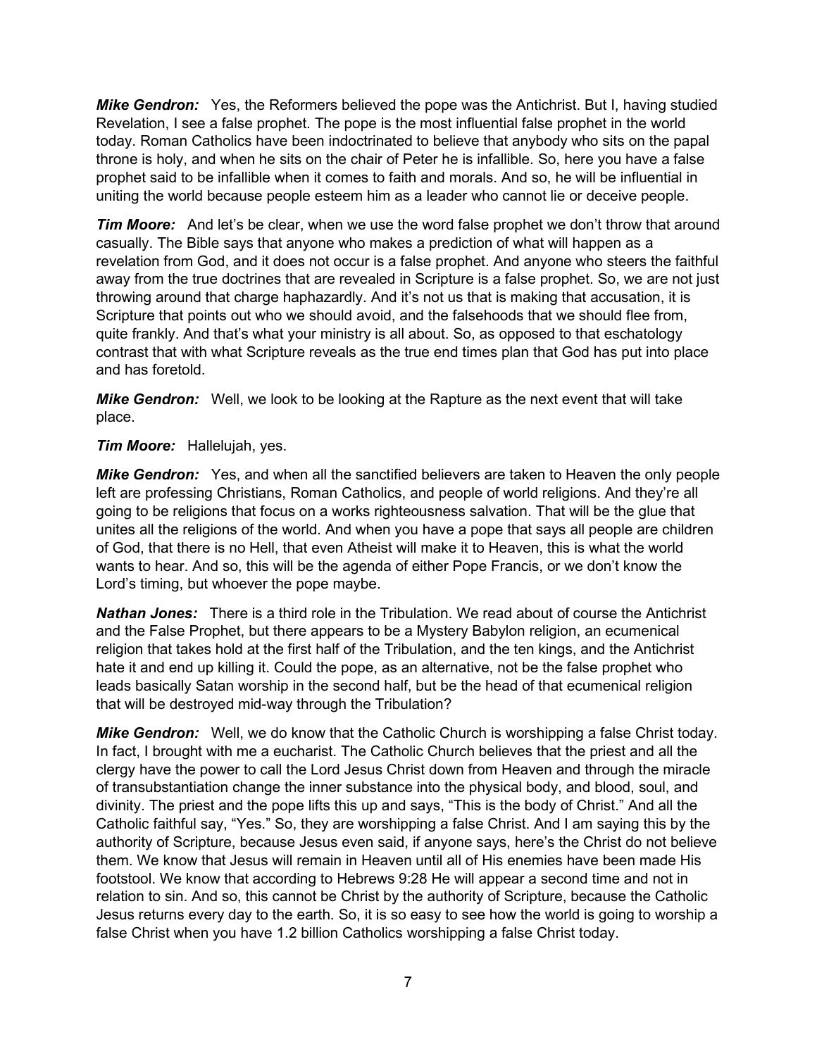***Mike Gendron:*** Yes, the Reformers believed the pope was the Antichrist. But I, having studied Revelation, I see a false prophet. The pope is the most influential false prophet in the world today. Roman Catholics have been indoctrinated to believe that anybody who sits on the papal throne is holy, and when he sits on the chair of Peter he is infallible. So, here you have a false prophet said to be infallible when it comes to faith and morals. And so, he will be influential in uniting the world because people esteem him as a leader who cannot lie or deceive people.

***Tim Moore:*** And let's be clear, when we use the word false prophet we don't throw that around casually. The Bible says that anyone who makes a prediction of what will happen as a revelation from God, and it does not occur is a false prophet. And anyone who steers the faithful away from the true doctrines that are revealed in Scripture is a false prophet. So, we are not just throwing around that charge haphazardly. And it's not us that is making that accusation, it is Scripture that points out who we should avoid, and the falsehoods that we should flee from, quite frankly. And that's what your ministry is all about. So, as opposed to that eschatology contrast that with what Scripture reveals as the true end times plan that God has put into place and has foretold.

***Mike Gendron:*** Well, we look to be looking at the Rapture as the next event that will take place.

***Tim Moore:*** Hallelujah, yes.

***Mike Gendron:*** Yes, and when all the sanctified believers are taken to Heaven the only people left are professing Christians, Roman Catholics, and people of world religions. And they're all going to be religions that focus on a works righteousness salvation. That will be the glue that unites all the religions of the world. And when you have a pope that says all people are children of God, that there is no Hell, that even Atheist will make it to Heaven, this is what the world wants to hear. And so, this will be the agenda of either Pope Francis, or we don't know the Lord's timing, but whoever the pope maybe.

***Nathan Jones:*** There is a third role in the Tribulation. We read about of course the Antichrist and the False Prophet, but there appears to be a Mystery Babylon religion, an ecumenical religion that takes hold at the first half of the Tribulation, and the ten kings, and the Antichrist hate it and end up killing it. Could the pope, as an alternative, not be the false prophet who leads basically Satan worship in the second half, but be the head of that ecumenical religion that will be destroyed mid-way through the Tribulation?

***Mike Gendron:*** Well, we do know that the Catholic Church is worshipping a false Christ today. In fact, I brought with me a eucharist. The Catholic Church believes that the priest and all the clergy have the power to call the Lord Jesus Christ down from Heaven and through the miracle of transubstantiation change the inner substance into the physical body, and blood, soul, and divinity. The priest and the pope lifts this up and says, "This is the body of Christ." And all the Catholic faithful say, "Yes." So, they are worshipping a false Christ. And I am saying this by the authority of Scripture, because Jesus even said, if anyone says, here's the Christ do not believe them. We know that Jesus will remain in Heaven until all of His enemies have been made His footstool. We know that according to Hebrews 9:28 He will appear a second time and not in relation to sin. And so, this cannot be Christ by the authority of Scripture, because the Catholic Jesus returns every day to the earth. So, it is so easy to see how the world is going to worship a false Christ when you have 1.2 billion Catholics worshipping a false Christ today.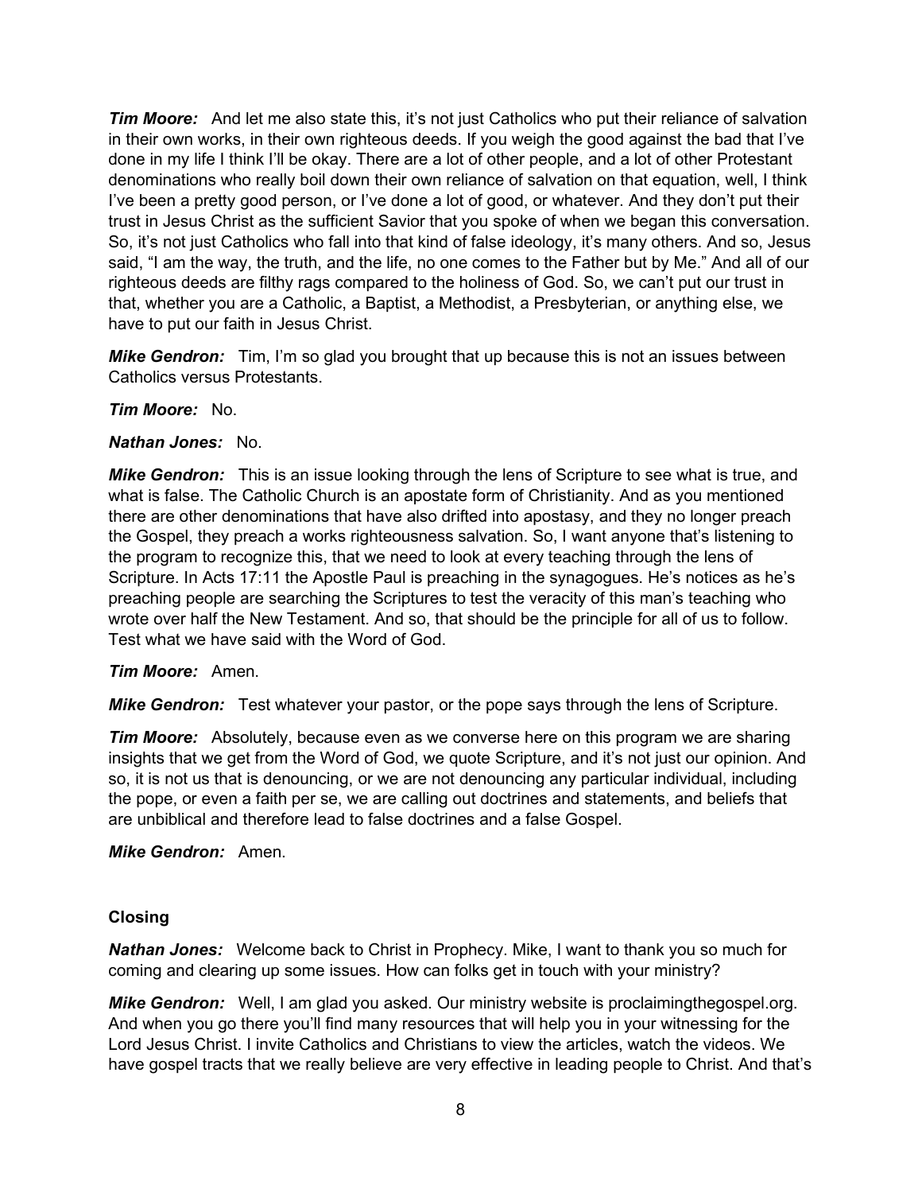***Tim Moore:*** And let me also state this, it's not just Catholics who put their reliance of salvation in their own works, in their own righteous deeds. If you weigh the good against the bad that I've done in my life I think I'll be okay. There are a lot of other people, and a lot of other Protestant denominations who really boil down their own reliance of salvation on that equation, well, I think I've been a pretty good person, or I've done a lot of good, or whatever. And they don't put their trust in Jesus Christ as the sufficient Savior that you spoke of when we began this conversation. So, it's not just Catholics who fall into that kind of false ideology, it's many others. And so, Jesus said, "I am the way, the truth, and the life, no one comes to the Father but by Me." And all of our righteous deeds are filthy rags compared to the holiness of God. So, we can't put our trust in that, whether you are a Catholic, a Baptist, a Methodist, a Presbyterian, or anything else, we have to put our faith in Jesus Christ.

***Mike Gendron:*** Tim, I'm so glad you brought that up because this is not an issues between Catholics versus Protestants.

***Tim Moore:*** No.

***Nathan Jones:*** No.

***Mike Gendron:*** This is an issue looking through the lens of Scripture to see what is true, and what is false. The Catholic Church is an apostate form of Christianity. And as you mentioned there are other denominations that have also drifted into apostasy, and they no longer preach the Gospel, they preach a works righteousness salvation. So, I want anyone that's listening to the program to recognize this, that we need to look at every teaching through the lens of Scripture. In Acts 17:11 the Apostle Paul is preaching in the synagogues. He's notices as he's preaching people are searching the Scriptures to test the veracity of this man's teaching who wrote over half the New Testament. And so, that should be the principle for all of us to follow. Test what we have said with the Word of God.

***Tim Moore:*** Amen.

***Mike Gendron:*** Test whatever your pastor, or the pope says through the lens of Scripture.

***Tim Moore:*** Absolutely, because even as we converse here on this program we are sharing insights that we get from the Word of God, we quote Scripture, and it's not just our opinion. And so, it is not us that is denouncing, or we are not denouncing any particular individual, including the pope, or even a faith per se, we are calling out doctrines and statements, and beliefs that are unbiblical and therefore lead to false doctrines and a false Gospel.

***Mike Gendron:*** Amen.

**Closing**

***Nathan Jones:*** Welcome back to Christ in Prophecy. Mike, I want to thank you so much for coming and clearing up some issues. How can folks get in touch with your ministry?

***Mike Gendron:*** Well, I am glad you asked. Our ministry website is proclaimingthegospel.org. And when you go there you'll find many resources that will help you in your witnessing for the Lord Jesus Christ. I invite Catholics and Christians to view the articles, watch the videos. We have gospel tracts that we really believe are very effective in leading people to Christ. And that's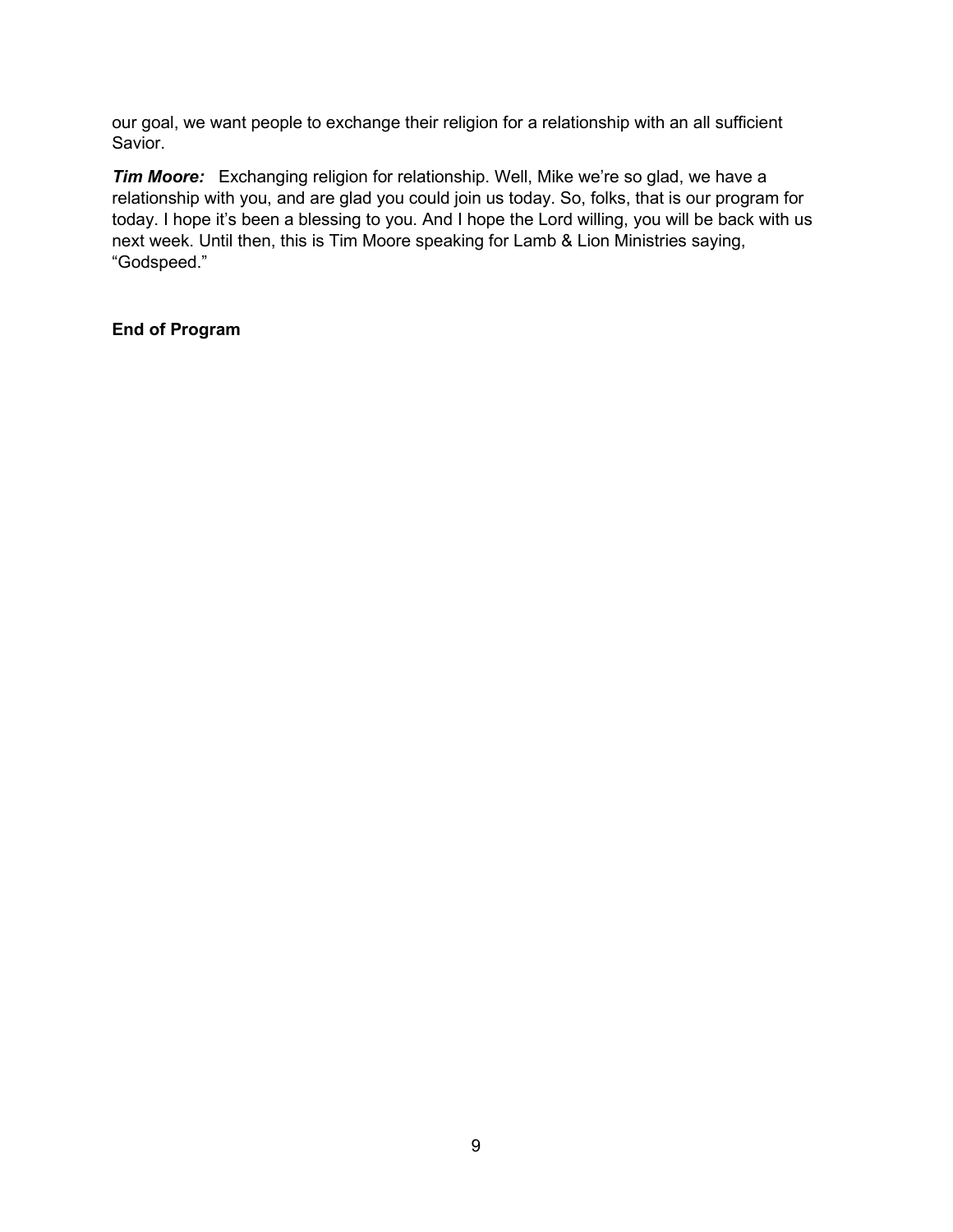our goal, we want people to exchange their religion for a relationship with an all sufficient Savior.

***Tim Moore:*** Exchanging religion for relationship. Well, Mike we're so glad, we have a relationship with you, and are glad you could join us today. So, folks, that is our program for today. I hope it's been a blessing to you. And I hope the Lord willing, you will be back with us next week. Until then, this is Tim Moore speaking for Lamb & Lion Ministries saying, "Godspeed."

**End of Program**